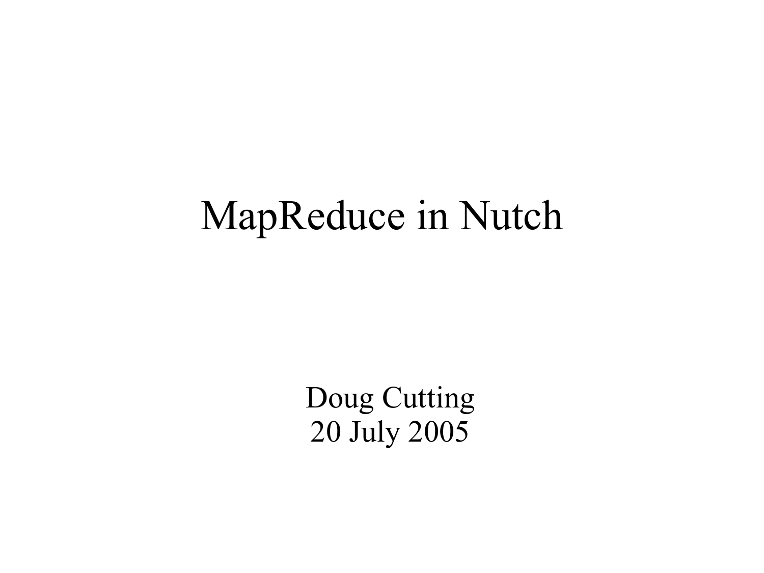# MapReduce in Nutch

Doug Cutting
20 July 2005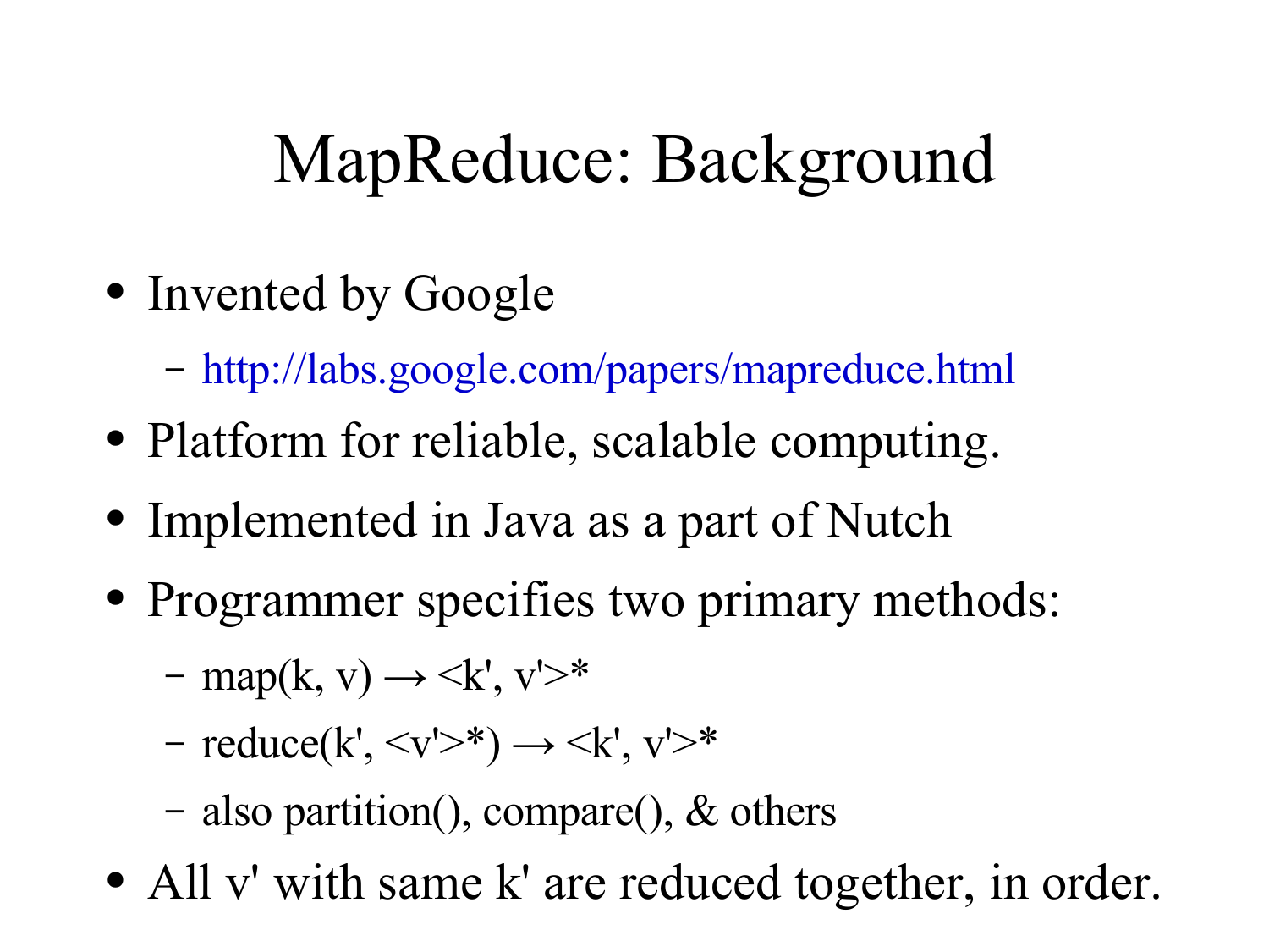# MapReduce: Background

- Invented by Google
  - http://labs.google.com/papers/mapreduce.html
- Platform for reliable, scalable computing.
- Implemented in Java as a part of Nutch
- Programmer specifies two primary methods:
  - map(k, v) → <k', v'>*
  - reduce(k', <v'>*) → <k', v'>*
  - also partition(), compare(), & others
- All v' with same k' are reduced together, in order.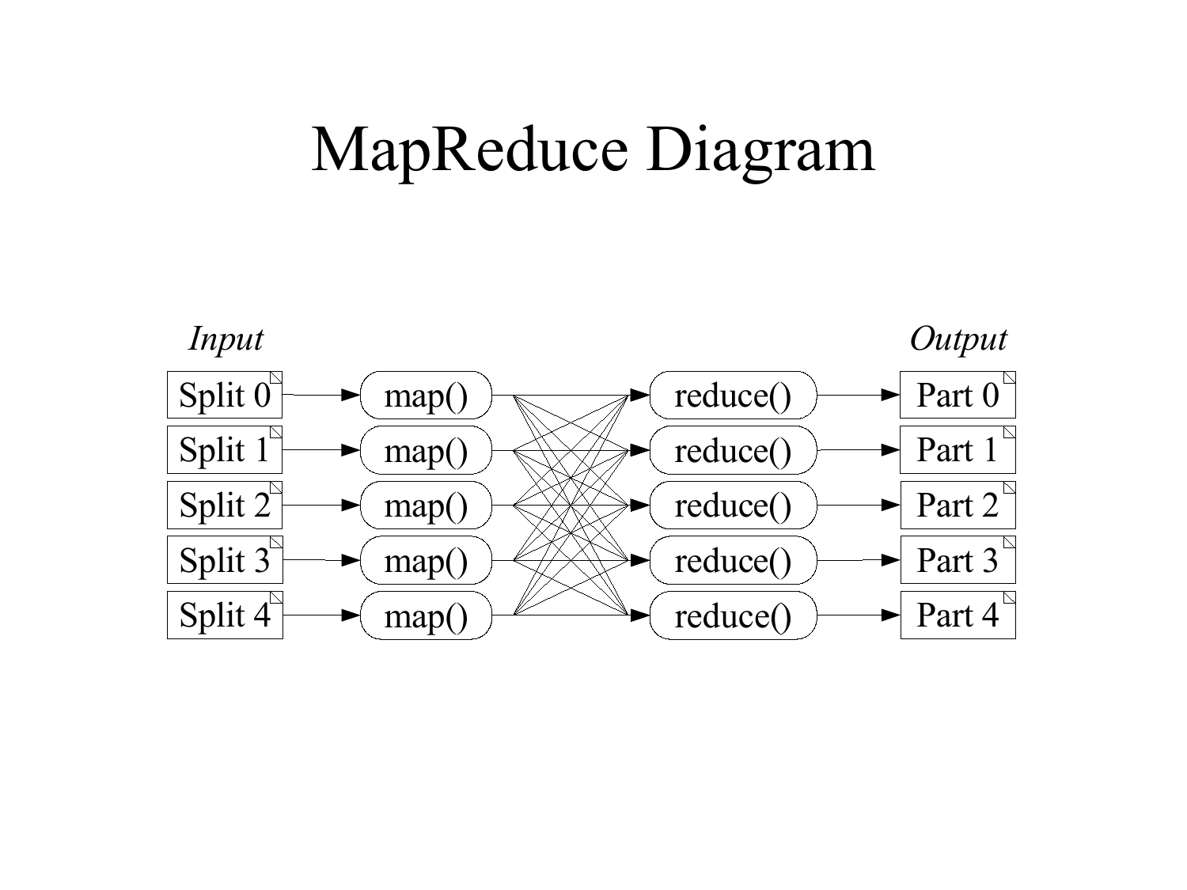# MapReduce Diagram

*Input*

*Output*

| Input | | Map | | Reduce | | Output |
|---|---|---|---|---|---|---|
| Split 0 | → | map() | | reduce() | → | Part 0 |
| Split 1 | → | map() | | reduce() | → | Part 1 |
| Split 2 | → | map() | | reduce() | → | Part 2 |
| Split 3 | → | map() | | reduce() | → | Part 3 |
| Split 4 | → | map() | | reduce() | → | Part 4 |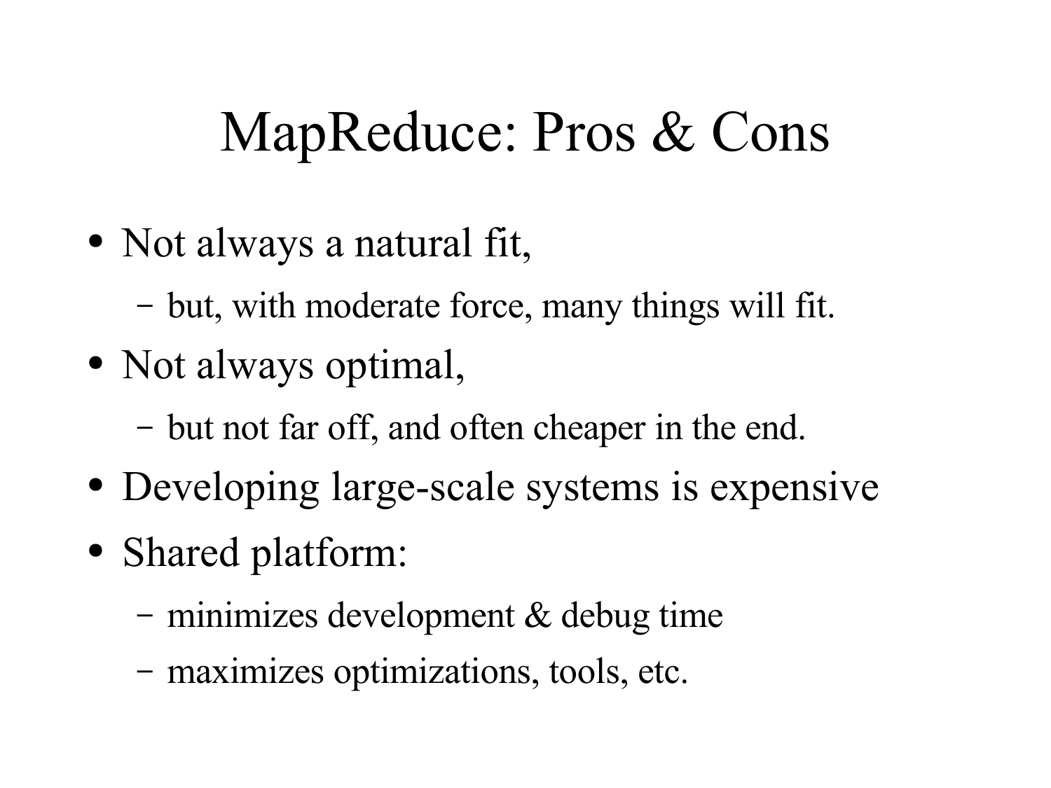# MapReduce: Pros & Cons

- Not always a natural fit,
  - but, with moderate force, many things will fit.
- Not always optimal,
  - but not far off, and often cheaper in the end.
- Developing large-scale systems is expensive
- Shared platform:
  - minimizes development & debug time
  - maximizes optimizations, tools, etc.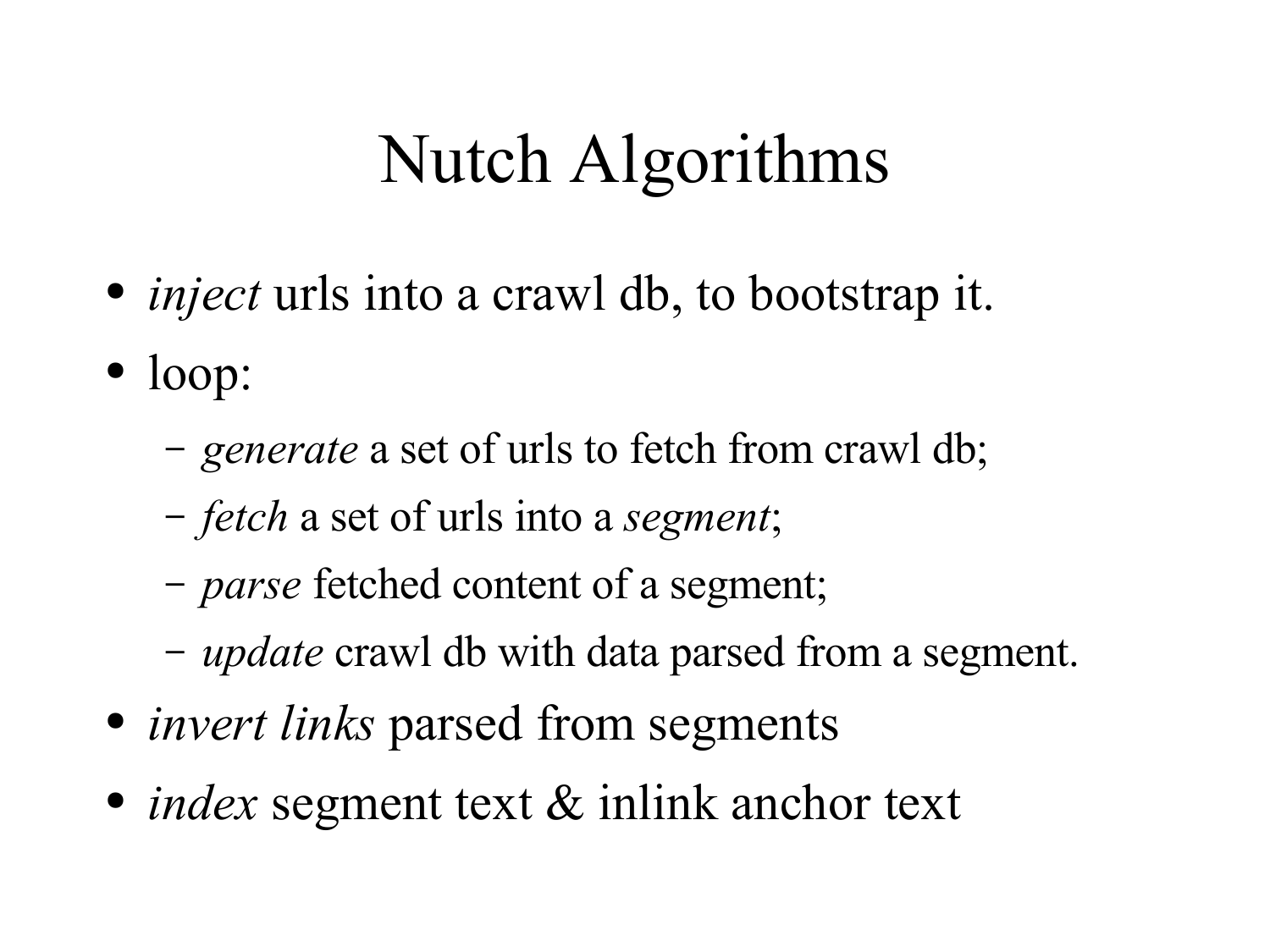# Nutch Algorithms

- *inject* urls into a crawl db, to bootstrap it.
- loop:
  - *generate* a set of urls to fetch from crawl db;
  - *fetch* a set of urls into a *segment*;
  - *parse* fetched content of a segment;
  - *update* crawl db with data parsed from a segment.
- *invert links* parsed from segments
- *index* segment text & inlink anchor text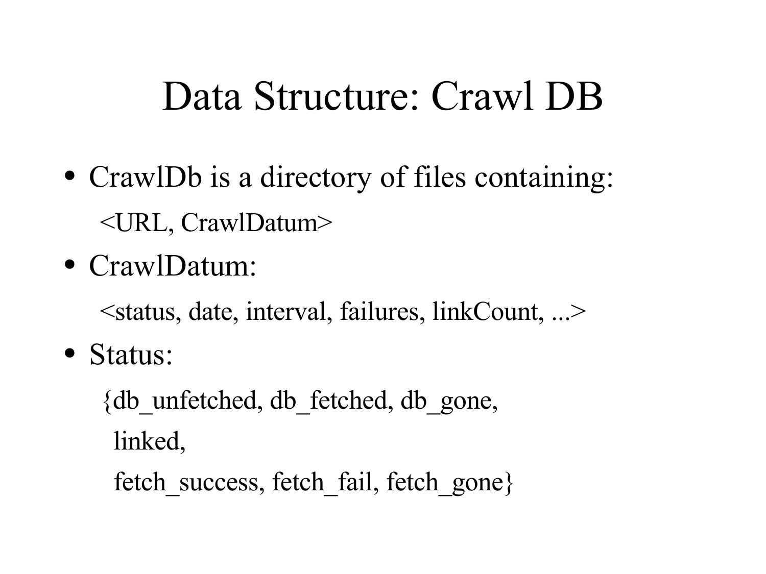# Data Structure: Crawl DB

- CrawlDb is a directory of files containing:

  <URL, CrawlDatum>

- CrawlDatum:

  <status, date, interval, failures, linkCount, ...>

- Status:

  {db_unfetched, db_fetched, db_gone,
   linked,
   fetch_success, fetch_fail, fetch_gone}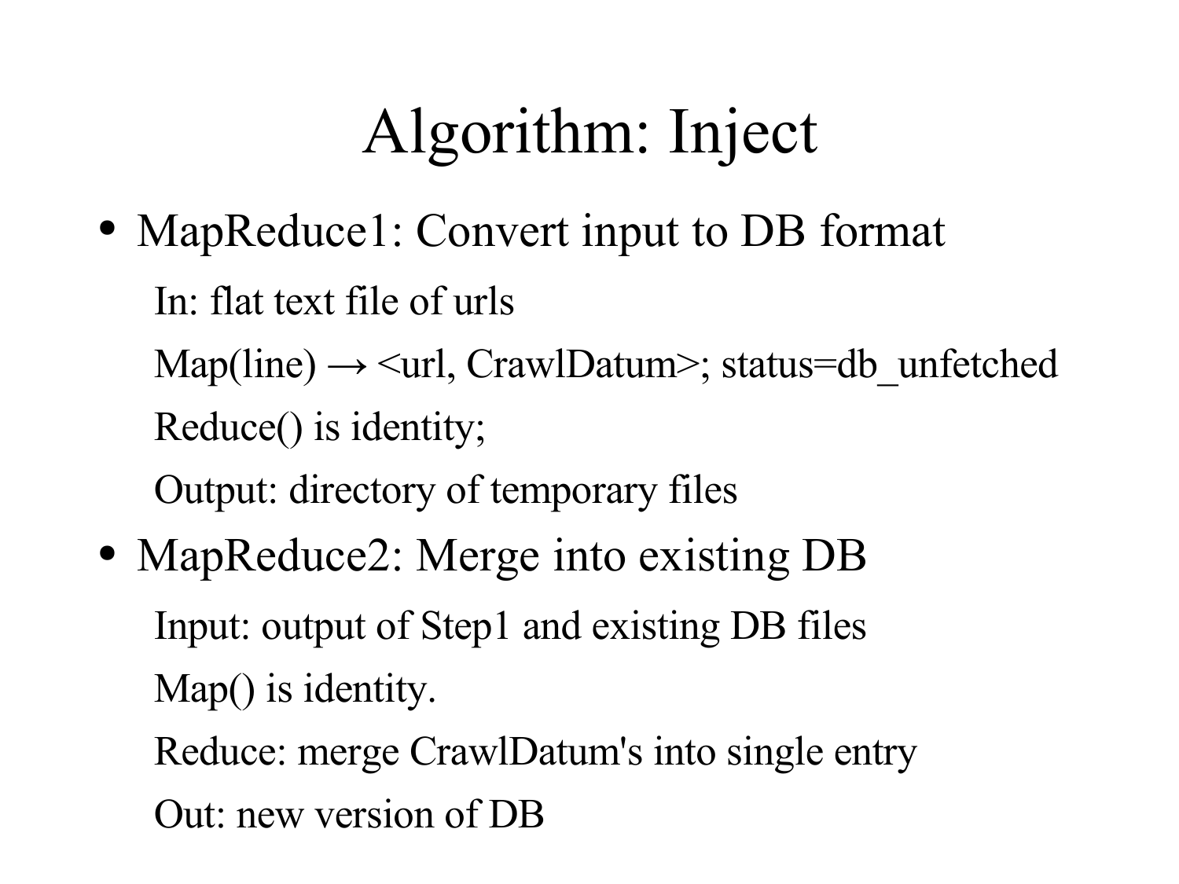# Algorithm: Inject

- MapReduce1: Convert input to DB format

  In: flat text file of urls

  Map(line) → <url, CrawlDatum>; status=db_unfetched

  Reduce() is identity;

  Output: directory of temporary files

- MapReduce2: Merge into existing DB

  Input: output of Step1 and existing DB files

  Map() is identity.

  Reduce: merge CrawlDatum's into single entry

  Out: new version of DB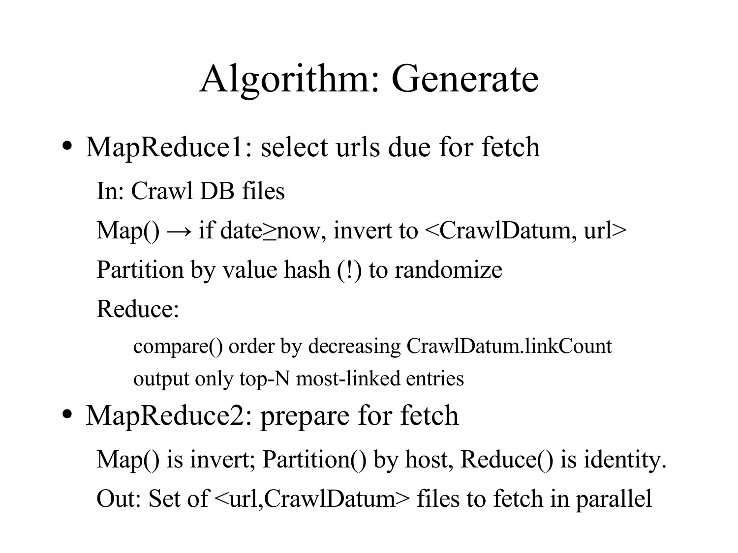# Algorithm: Generate

- MapReduce1: select urls due for fetch
  - In: Crawl DB files
  - Map() → if date≥now, invert to <CrawlDatum, url>
  - Partition by value hash (!) to randomize
  - Reduce:
    - compare() order by decreasing CrawlDatum.linkCount
    - output only top-N most-linked entries
- MapReduce2: prepare for fetch
  - Map() is invert; Partition() by host, Reduce() is identity.
  - Out: Set of <url,CrawlDatum> files to fetch in parallel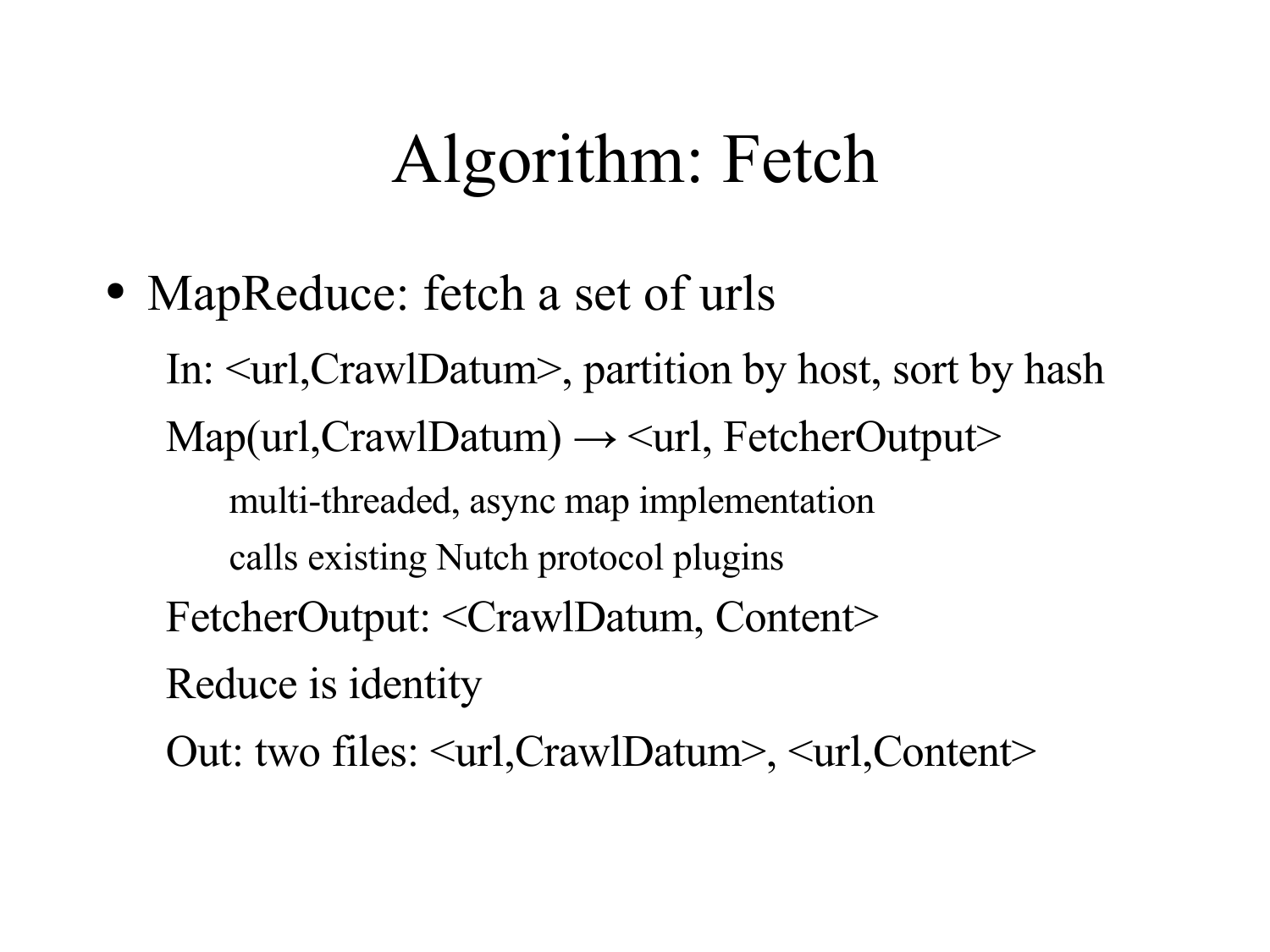# Algorithm: Fetch

- MapReduce: fetch a set of urls
  - In: <url,CrawlDatum>, partition by host, sort by hash
  - Map(url,CrawlDatum) → <url, FetcherOutput>
    - multi-threaded, async map implementation
    - calls existing Nutch protocol plugins
  - FetcherOutput: <CrawlDatum, Content>
  - Reduce is identity
  - Out: two files: <url,CrawlDatum>, <url,Content>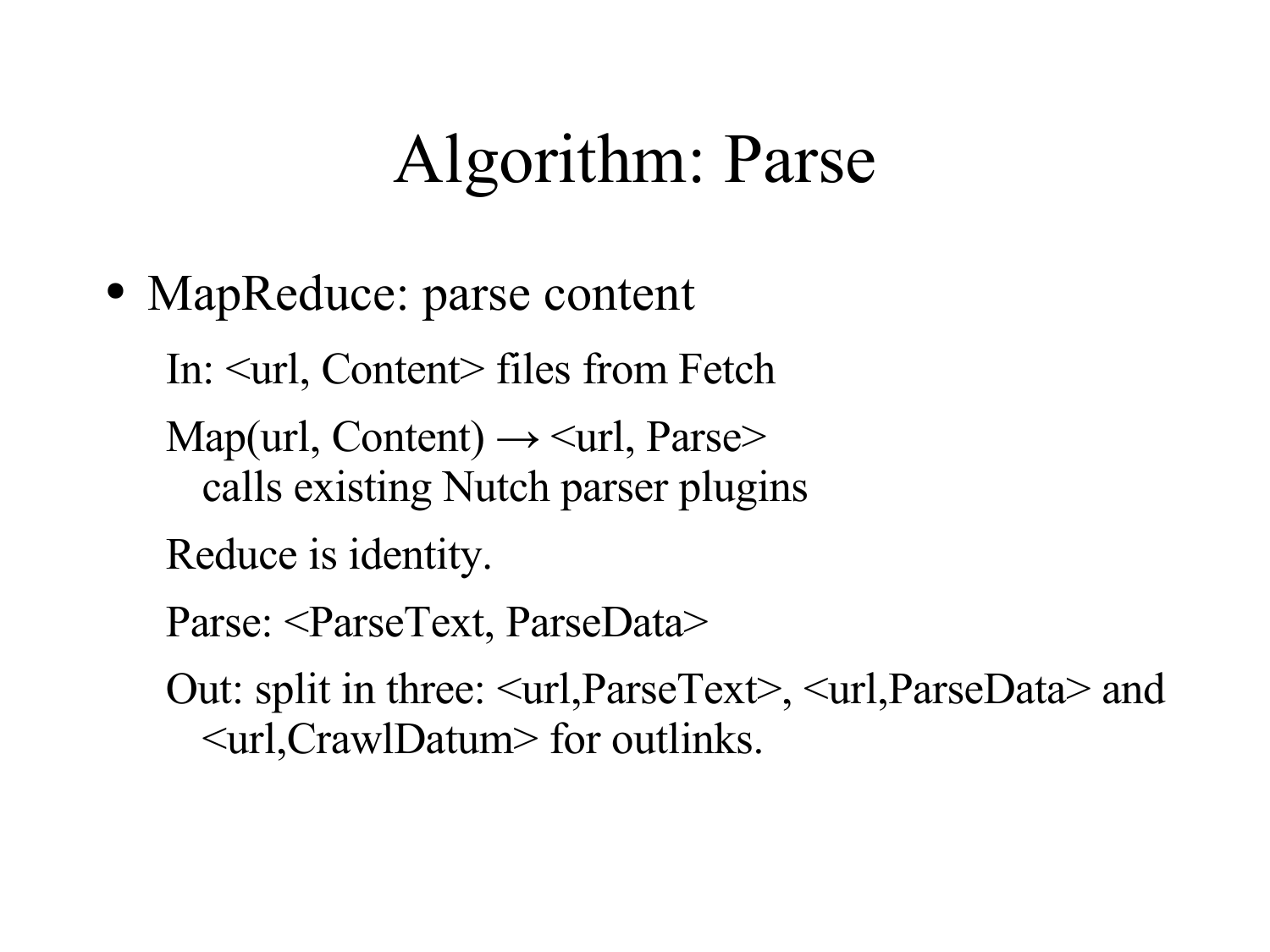# Algorithm: Parse

- MapReduce: parse content

  In: <url, Content> files from Fetch

  Map(url, Content) → <url, Parse>
    calls existing Nutch parser plugins

  Reduce is identity.

  Parse: <ParseText, ParseData>

  Out: split in three: <url,ParseText>, <url,ParseData> and <url,CrawlDatum> for outlinks.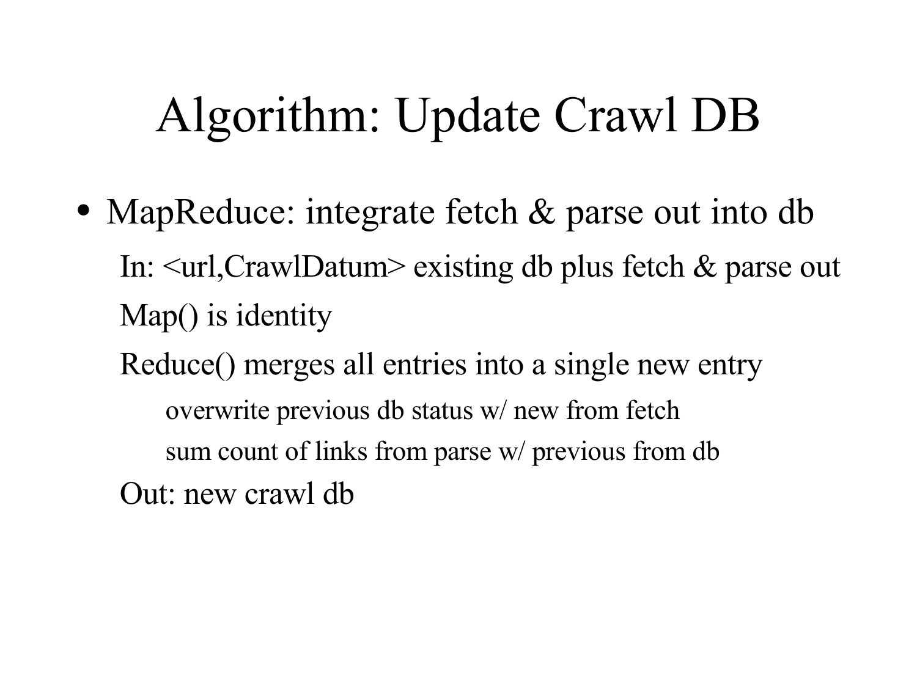# Algorithm: Update Crawl DB

- MapReduce: integrate fetch & parse out into db
  - In: <url,CrawlDatum> existing db plus fetch & parse out
  - Map() is identity
  - Reduce() merges all entries into a single new entry
    - overwrite previous db status w/ new from fetch
    - sum count of links from parse w/ previous from db
  - Out: new crawl db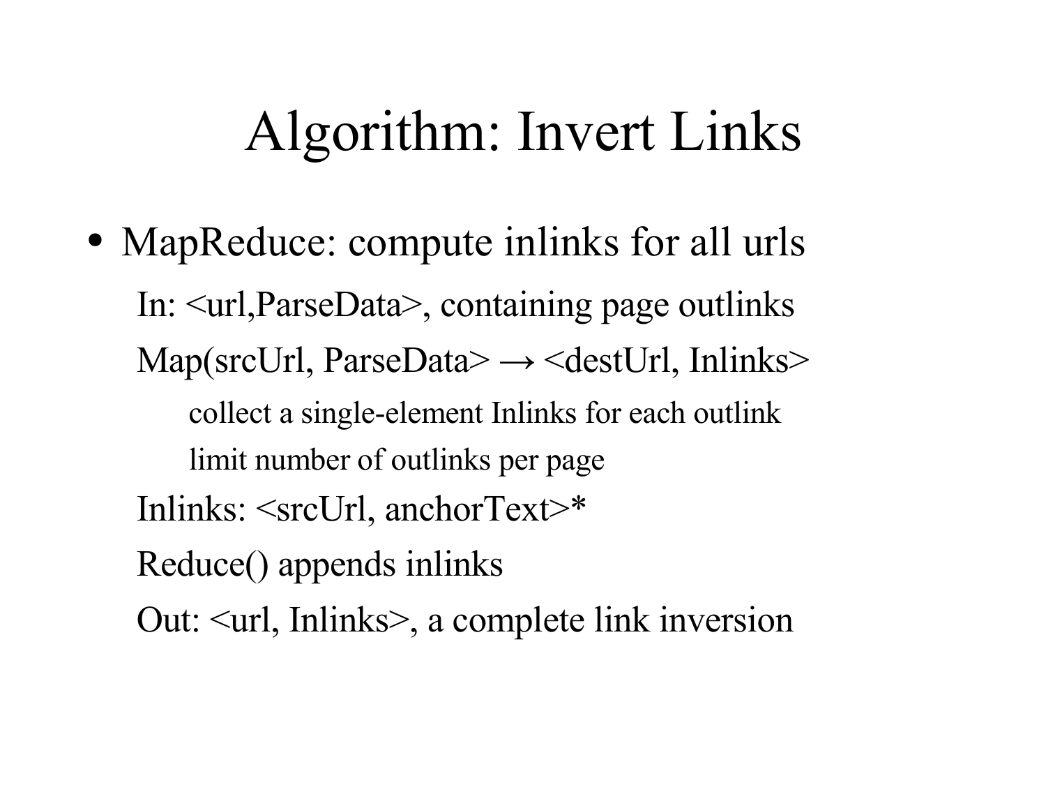# Algorithm: Invert Links

- MapReduce: compute inlinks for all urls
  - In: <url,ParseData>, containing page outlinks
  - Map(srcUrl, ParseData> → <destUrl, Inlinks>
    - collect a single-element Inlinks for each outlink
    - limit number of outlinks per page
  - Inlinks: <srcUrl, anchorText>*
  - Reduce() appends inlinks
  - Out: <url, Inlinks>, a complete link inversion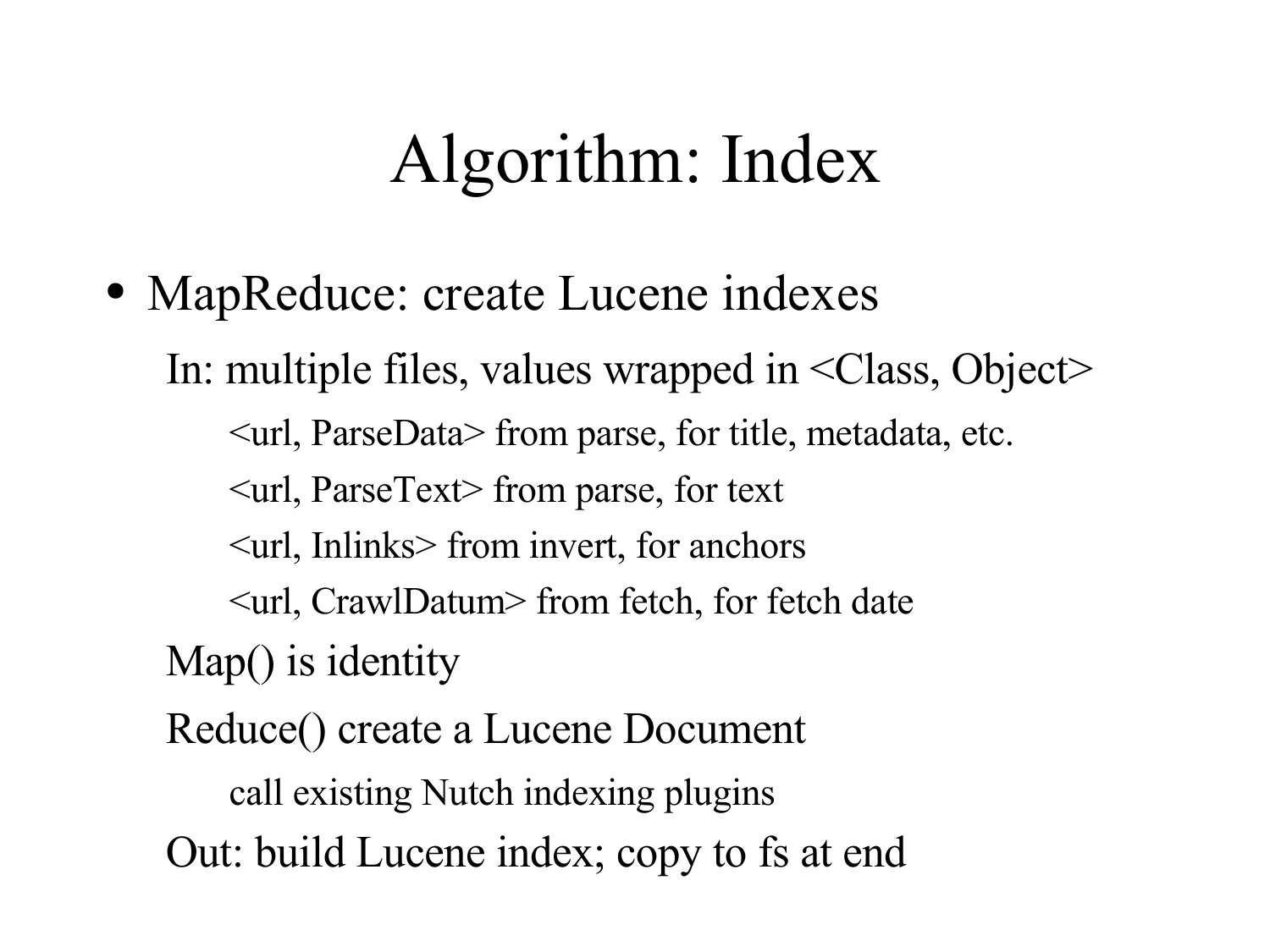# Algorithm: Index

- MapReduce: create Lucene indexes
  - In: multiple files, values wrapped in <Class, Object>
    - <url, ParseData> from parse, for title, metadata, etc.
    - <url, ParseText> from parse, for text
    - <url, Inlinks> from invert, for anchors
    - <url, CrawlDatum> from fetch, for fetch date
  - Map() is identity
  - Reduce() create a Lucene Document
    - call existing Nutch indexing plugins
  - Out: build Lucene index; copy to fs at end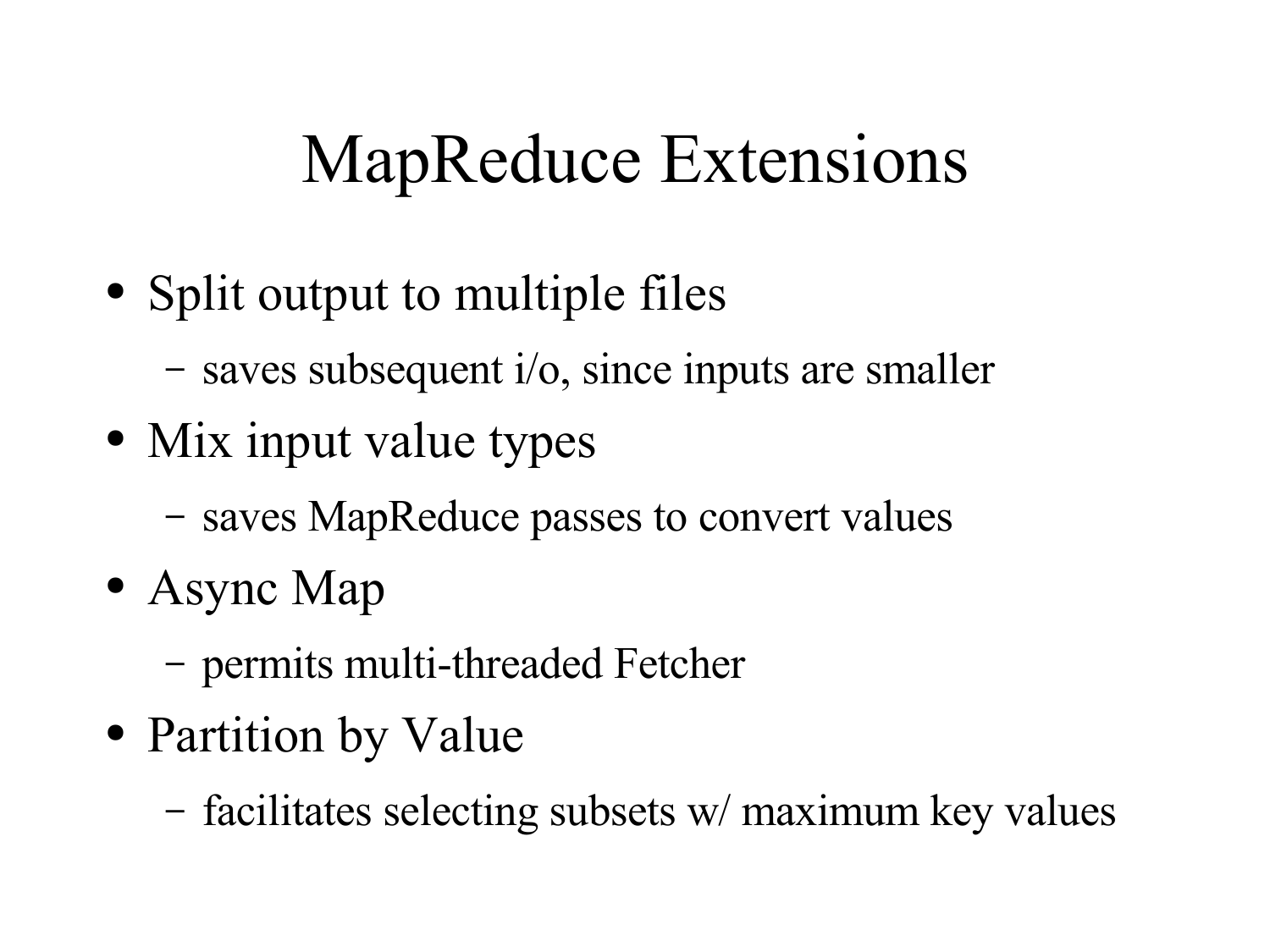# MapReduce Extensions

- Split output to multiple files
  - saves subsequent i/o, since inputs are smaller
- Mix input value types
  - saves MapReduce passes to convert values
- Async Map
  - permits multi-threaded Fetcher
- Partition by Value
  - facilitates selecting subsets w/ maximum key values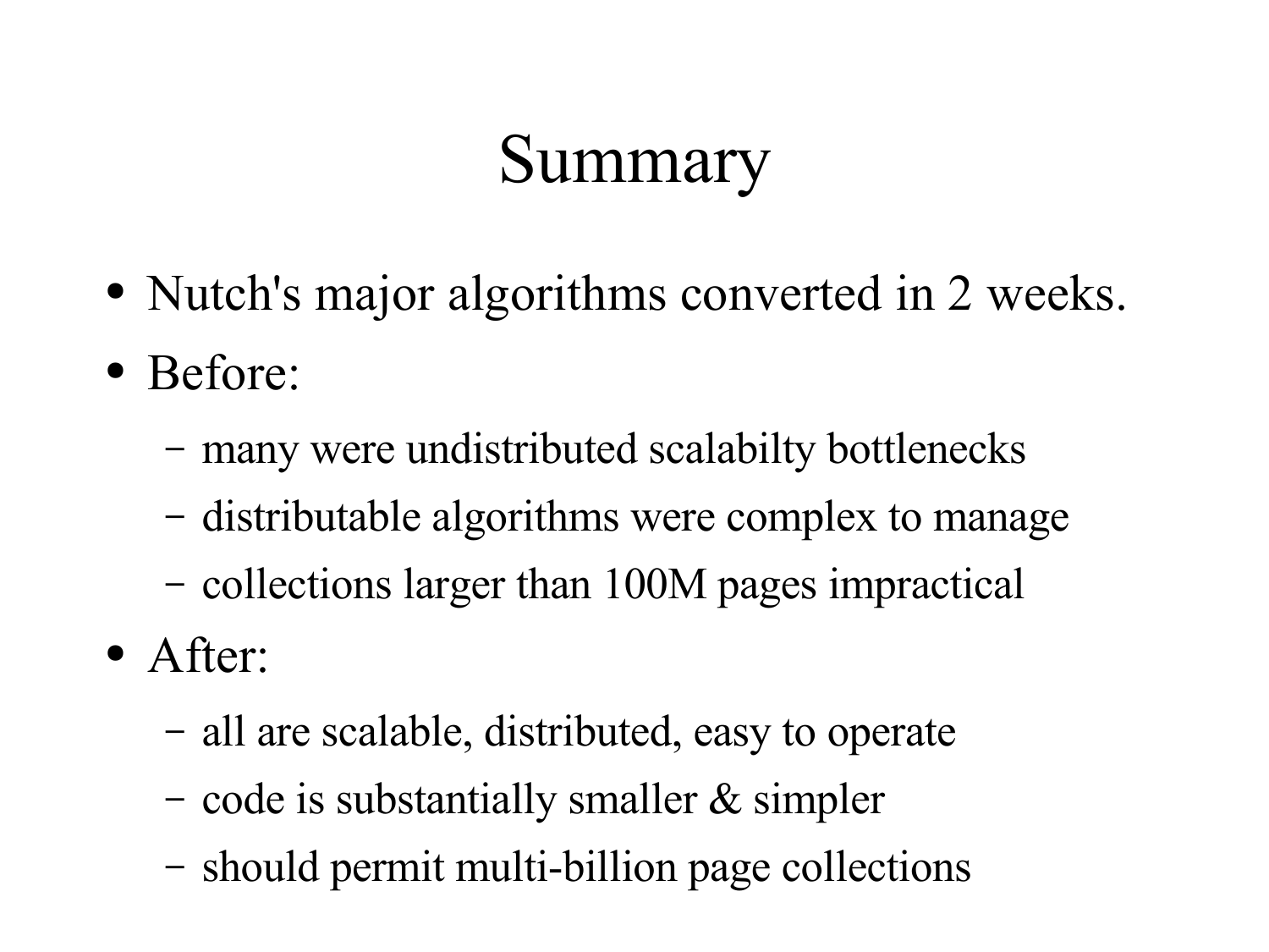# Summary

- Nutch's major algorithms converted in 2 weeks.
- Before:
  - many were undistributed scalabilty bottlenecks
  - distributable algorithms were complex to manage
  - collections larger than 100M pages impractical
- After:
  - all are scalable, distributed, easy to operate
  - code is substantially smaller & simpler
  - should permit multi-billion page collections